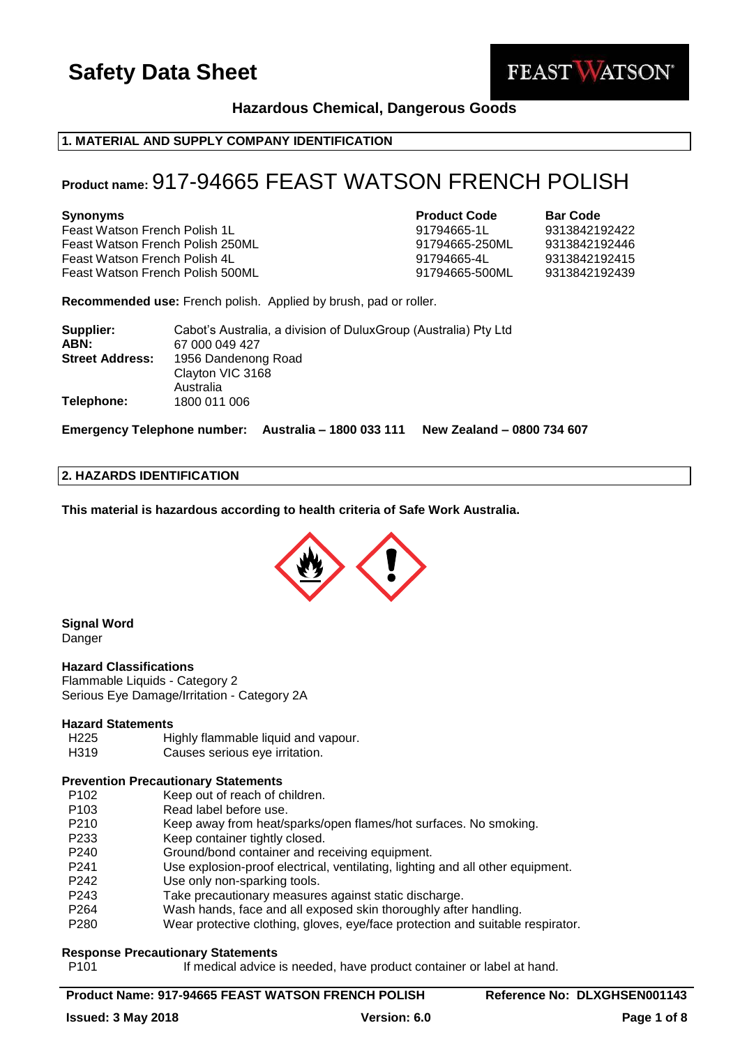# Safety Data Sheet

FEAST WATSON®

**Hazardous Chemical, Dangerous Goods**

## 1. MATERIAL AND SUPPLY COMPANY IDENTIFICATION

**Product name:** 917-94665 FEAST WATSON FRENCH POLISH

| Synonyms | Product Code | Bar Code |
|---|---|---|
| Feast Watson French Polish 1L | 91794665-1L | 9313842192422 |
| Feast Watson French Polish 250ML | 91794665-250ML | 9313842192446 |
| Feast Watson French Polish 4L | 91794665-4L | 9313842192415 |
| Feast Watson French Polish 500ML | 91794665-500ML | 9313842192439 |

**Recommended use:** French polish. Applied by brush, pad or roller.

**Supplier:** Cabot's Australia, a division of DuluxGroup (Australia) Pty Ltd
**ABN:** 67 000 049 427
**Street Address:** 1956 Dandenong Road
Clayton VIC 3168
Australia
**Telephone:** 1800 011 006

**Emergency Telephone number: Australia – 1800 033 111 New Zealand – 0800 734 607**

## 2. HAZARDS IDENTIFICATION

**This material is hazardous according to health criteria of Safe Work Australia.**

**Signal Word**
Danger

**Hazard Classifications**
Flammable Liquids - Category 2
Serious Eye Damage/Irritation - Category 2A

**Hazard Statements**

| | |
|---|---|
| H225 | Highly flammable liquid and vapour. |
| H319 | Causes serious eye irritation. |

**Prevention Precautionary Statements**

| | |
|---|---|
| P102 | Keep out of reach of children. |
| P103 | Read label before use. |
| P210 | Keep away from heat/sparks/open flames/hot surfaces. No smoking. |
| P233 | Keep container tightly closed. |
| P240 | Ground/bond container and receiving equipment. |
| P241 | Use explosion-proof electrical, ventilating, lighting and all other equipment. |
| P242 | Use only non-sparking tools. |
| P243 | Take precautionary measures against static discharge. |
| P264 | Wash hands, face and all exposed skin thoroughly after handling. |
| P280 | Wear protective clothing, gloves, eye/face protection and suitable respirator. |

**Response Precautionary Statements**

| | |
|---|---|
| P101 | If medical advice is needed, have product container or label at hand. |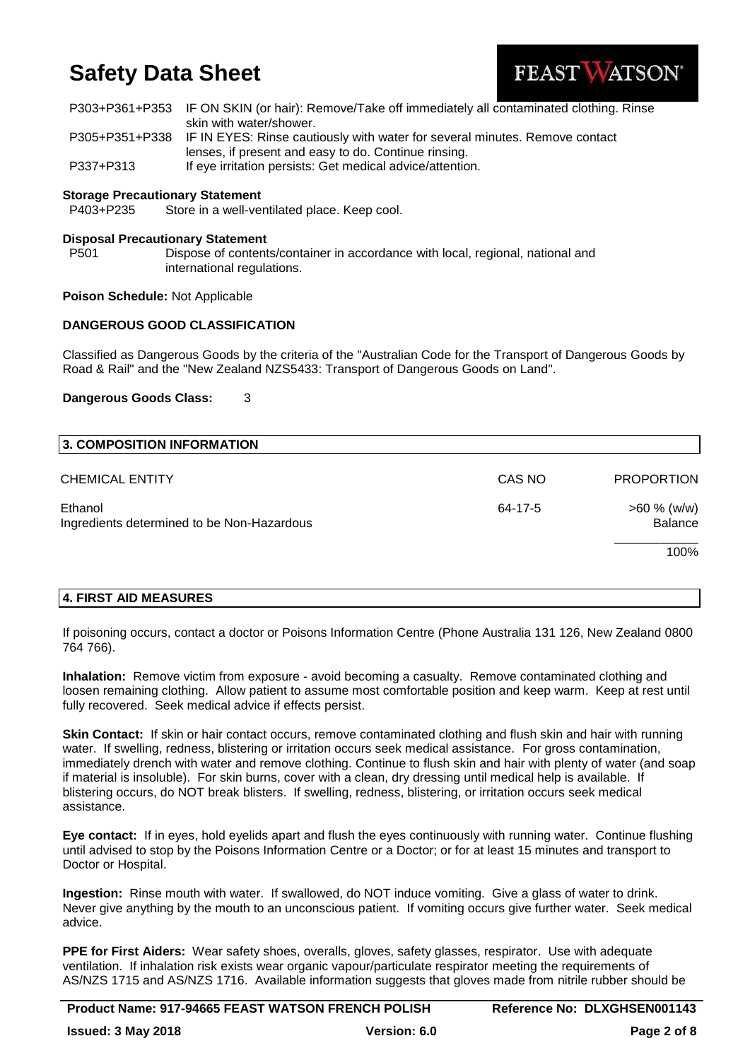| | |
|---|---|
| P303+P361+P353 | IF ON SKIN (or hair): Remove/Take off immediately all contaminated clothing. Rinse skin with water/shower. |
| P305+P351+P338 | IF IN EYES: Rinse cautiously with water for several minutes. Remove contact lenses, if present and easy to do. Continue rinsing. |
| P337+P313 | If eye irritation persists: Get medical advice/attention. |

**Storage Precautionary Statement**

| | |
|---|---|
| P403+P235 | Store in a well-ventilated place. Keep cool. |

**Disposal Precautionary Statement**

| | |
|---|---|
| P501 | Dispose of contents/container in accordance with local, regional, national and international regulations. |

**Poison Schedule:** Not Applicable

**DANGEROUS GOOD CLASSIFICATION**

Classified as Dangerous Goods by the criteria of the "Australian Code for the Transport of Dangerous Goods by Road & Rail" and the "New Zealand NZS5433: Transport of Dangerous Goods on Land".

**Dangerous Goods Class:** 3

## 3. COMPOSITION INFORMATION

| CHEMICAL ENTITY | CAS NO | PROPORTION |
|---|---|---|
| Ethanol | 64-17-5 | >60 % (w/w) |
| Ingredients determined to be Non-Hazardous | | Balance |
| | | 100% |

## 4. FIRST AID MEASURES

If poisoning occurs, contact a doctor or Poisons Information Centre (Phone Australia 131 126, New Zealand 0800 764 766).

**Inhalation:** Remove victim from exposure - avoid becoming a casualty. Remove contaminated clothing and loosen remaining clothing. Allow patient to assume most comfortable position and keep warm. Keep at rest until fully recovered. Seek medical advice if effects persist.

**Skin Contact:** If skin or hair contact occurs, remove contaminated clothing and flush skin and hair with running water. If swelling, redness, blistering or irritation occurs seek medical assistance. For gross contamination, immediately drench with water and remove clothing. Continue to flush skin and hair with plenty of water (and soap if material is insoluble). For skin burns, cover with a clean, dry dressing until medical help is available. If blistering occurs, do NOT break blisters. If swelling, redness, blistering, or irritation occurs seek medical assistance.

**Eye contact:** If in eyes, hold eyelids apart and flush the eyes continuously with running water. Continue flushing until advised to stop by the Poisons Information Centre or a Doctor; or for at least 15 minutes and transport to Doctor or Hospital.

**Ingestion:** Rinse mouth with water. If swallowed, do NOT induce vomiting. Give a glass of water to drink. Never give anything by the mouth to an unconscious patient. If vomiting occurs give further water. Seek medical advice.

**PPE for First Aiders:** Wear safety shoes, overalls, gloves, safety glasses, respirator. Use with adequate ventilation. If inhalation risk exists wear organic vapour/particulate respirator meeting the requirements of AS/NZS 1715 and AS/NZS 1716. Available information suggests that gloves made from nitrile rubber should be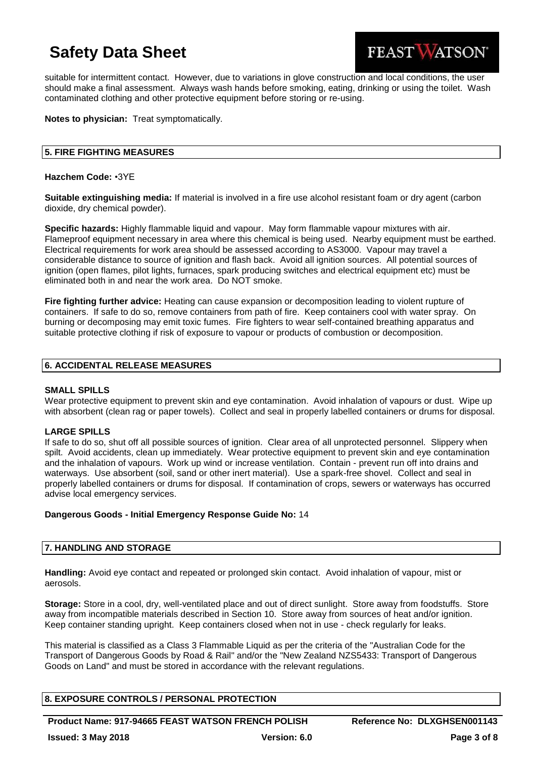suitable for intermittent contact. However, due to variations in glove construction and local conditions, the user should make a final assessment. Always wash hands before smoking, eating, drinking or using the toilet. Wash contaminated clothing and other protective equipment before storing or re-using.

**Notes to physician:** Treat symptomatically.

## 5. FIRE FIGHTING MEASURES

**Hazchem Code:** •3YE

**Suitable extinguishing media:** If material is involved in a fire use alcohol resistant foam or dry agent (carbon dioxide, dry chemical powder).

**Specific hazards:** Highly flammable liquid and vapour. May form flammable vapour mixtures with air. Flameproof equipment necessary in area where this chemical is being used. Nearby equipment must be earthed. Electrical requirements for work area should be assessed according to AS3000. Vapour may travel a considerable distance to source of ignition and flash back. Avoid all ignition sources. All potential sources of ignition (open flames, pilot lights, furnaces, spark producing switches and electrical equipment etc) must be eliminated both in and near the work area. Do NOT smoke.

**Fire fighting further advice:** Heating can cause expansion or decomposition leading to violent rupture of containers. If safe to do so, remove containers from path of fire. Keep containers cool with water spray. On burning or decomposing may emit toxic fumes. Fire fighters to wear self-contained breathing apparatus and suitable protective clothing if risk of exposure to vapour or products of combustion or decomposition.

## 6. ACCIDENTAL RELEASE MEASURES

**SMALL SPILLS**

Wear protective equipment to prevent skin and eye contamination. Avoid inhalation of vapours or dust. Wipe up with absorbent (clean rag or paper towels). Collect and seal in properly labelled containers or drums for disposal.

**LARGE SPILLS**

If safe to do so, shut off all possible sources of ignition. Clear area of all unprotected personnel. Slippery when spilt. Avoid accidents, clean up immediately. Wear protective equipment to prevent skin and eye contamination and the inhalation of vapours. Work up wind or increase ventilation. Contain - prevent run off into drains and waterways. Use absorbent (soil, sand or other inert material). Use a spark-free shovel. Collect and seal in properly labelled containers or drums for disposal. If contamination of crops, sewers or waterways has occurred advise local emergency services.

**Dangerous Goods - Initial Emergency Response Guide No:** 14

## 7. HANDLING AND STORAGE

**Handling:** Avoid eye contact and repeated or prolonged skin contact. Avoid inhalation of vapour, mist or aerosols.

**Storage:** Store in a cool, dry, well-ventilated place and out of direct sunlight. Store away from foodstuffs. Store away from incompatible materials described in Section 10. Store away from sources of heat and/or ignition. Keep container standing upright. Keep containers closed when not in use - check regularly for leaks.

This material is classified as a Class 3 Flammable Liquid as per the criteria of the "Australian Code for the Transport of Dangerous Goods by Road & Rail" and/or the "New Zealand NZS5433: Transport of Dangerous Goods on Land" and must be stored in accordance with the relevant regulations.

## 8. EXPOSURE CONTROLS / PERSONAL PROTECTION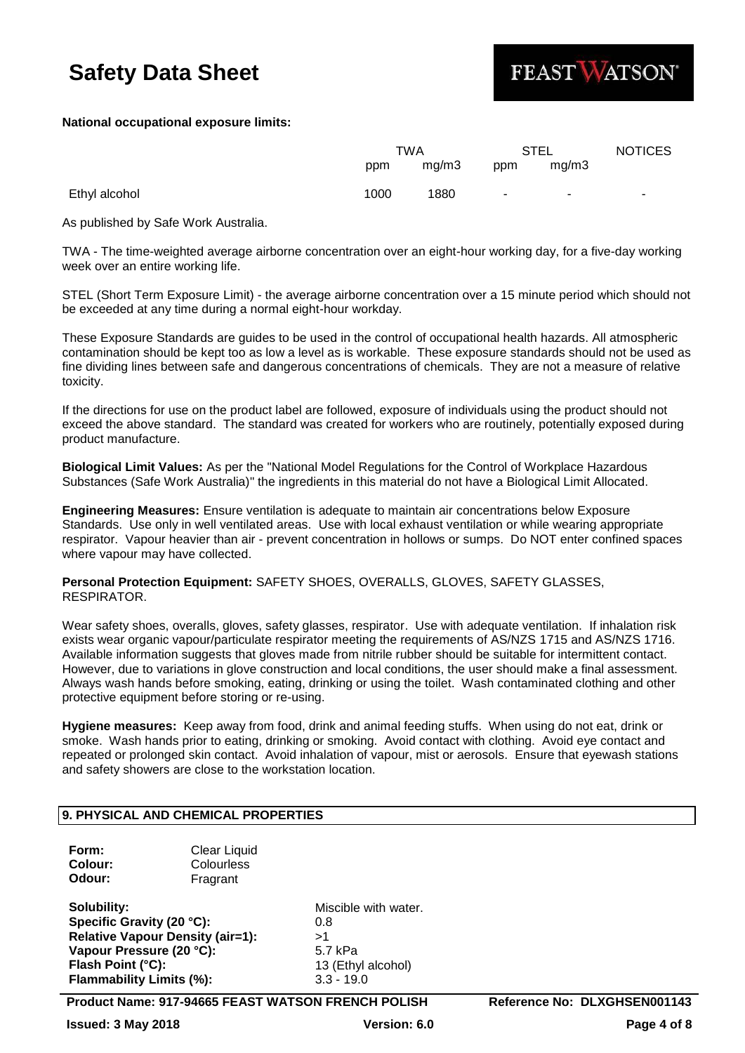**National occupational exposure limits:**

| | TWA | | STEL | | NOTICES |
|---|---|---|---|---|---|
| | ppm | mg/m3 | ppm | mg/m3 | |
| Ethyl alcohol | 1000 | 1880 | - | - | - |

As published by Safe Work Australia.

TWA - The time-weighted average airborne concentration over an eight-hour working day, for a five-day working week over an entire working life.

STEL (Short Term Exposure Limit) - the average airborne concentration over a 15 minute period which should not be exceeded at any time during a normal eight-hour workday.

These Exposure Standards are guides to be used in the control of occupational health hazards. All atmospheric contamination should be kept too as low a level as is workable. These exposure standards should not be used as fine dividing lines between safe and dangerous concentrations of chemicals. They are not a measure of relative toxicity.

If the directions for use on the product label are followed, exposure of individuals using the product should not exceed the above standard. The standard was created for workers who are routinely, potentially exposed during product manufacture.

**Biological Limit Values:** As per the "National Model Regulations for the Control of Workplace Hazardous Substances (Safe Work Australia)" the ingredients in this material do not have a Biological Limit Allocated.

**Engineering Measures:** Ensure ventilation is adequate to maintain air concentrations below Exposure Standards. Use only in well ventilated areas. Use with local exhaust ventilation or while wearing appropriate respirator. Vapour heavier than air - prevent concentration in hollows or sumps. Do NOT enter confined spaces where vapour may have collected.

**Personal Protection Equipment:** SAFETY SHOES, OVERALLS, GLOVES, SAFETY GLASSES, RESPIRATOR.

Wear safety shoes, overalls, gloves, safety glasses, respirator. Use with adequate ventilation. If inhalation risk exists wear organic vapour/particulate respirator meeting the requirements of AS/NZS 1715 and AS/NZS 1716. Available information suggests that gloves made from nitrile rubber should be suitable for intermittent contact. However, due to variations in glove construction and local conditions, the user should make a final assessment. Always wash hands before smoking, eating, drinking or using the toilet. Wash contaminated clothing and other protective equipment before storing or re-using.

**Hygiene measures:** Keep away from food, drink and animal feeding stuffs. When using do not eat, drink or smoke. Wash hands prior to eating, drinking or smoking. Avoid contact with clothing. Avoid eye contact and repeated or prolonged skin contact. Avoid inhalation of vapour, mist or aerosols. Ensure that eyewash stations and safety showers are close to the workstation location.

## 9. PHYSICAL AND CHEMICAL PROPERTIES

**Form:** Clear Liquid
**Colour:** Colourless
**Odour:** Fragrant

**Solubility:** Miscible with water.
**Specific Gravity (20 °C):** 0.8
**Relative Vapour Density (air=1):** >1
**Vapour Pressure (20 °C):** 5.7 kPa
**Flash Point (°C):** 13 (Ethyl alcohol)
**Flammability Limits (%):** 3.3 - 19.0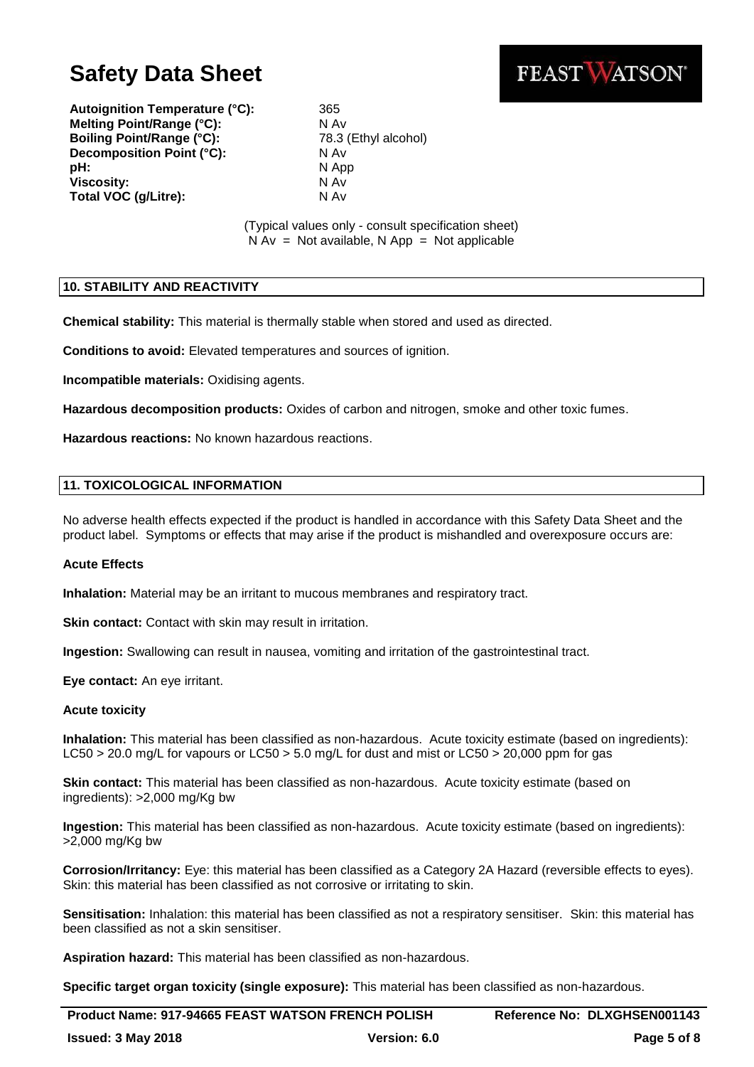| | |
|---|---|
| **Autoignition Temperature (°C):** | 365 |
| **Melting Point/Range (°C):** | N Av |
| **Boiling Point/Range (°C):** | 78.3 (Ethyl alcohol) |
| **Decomposition Point (°C):** | N Av |
| **pH:** | N App |
| **Viscosity:** | N Av |
| **Total VOC (g/Litre):** | N Av |

(Typical values only - consult specification sheet)
N Av = Not available, N App = Not applicable

## 10. STABILITY AND REACTIVITY

**Chemical stability:** This material is thermally stable when stored and used as directed.

**Conditions to avoid:** Elevated temperatures and sources of ignition.

**Incompatible materials:** Oxidising agents.

**Hazardous decomposition products:** Oxides of carbon and nitrogen, smoke and other toxic fumes.

**Hazardous reactions:** No known hazardous reactions.

## 11. TOXICOLOGICAL INFORMATION

No adverse health effects expected if the product is handled in accordance with this Safety Data Sheet and the product label. Symptoms or effects that may arise if the product is mishandled and overexposure occurs are:

**Acute Effects**

**Inhalation:** Material may be an irritant to mucous membranes and respiratory tract.

**Skin contact:** Contact with skin may result in irritation.

**Ingestion:** Swallowing can result in nausea, vomiting and irritation of the gastrointestinal tract.

**Eye contact:** An eye irritant.

**Acute toxicity**

**Inhalation:** This material has been classified as non-hazardous. Acute toxicity estimate (based on ingredients): LC50 > 20.0 mg/L for vapours or LC50 > 5.0 mg/L for dust and mist or LC50 > 20,000 ppm for gas

**Skin contact:** This material has been classified as non-hazardous. Acute toxicity estimate (based on ingredients): >2,000 mg/Kg bw

**Ingestion:** This material has been classified as non-hazardous. Acute toxicity estimate (based on ingredients): >2,000 mg/Kg bw

**Corrosion/Irritancy:** Eye: this material has been classified as a Category 2A Hazard (reversible effects to eyes). Skin: this material has been classified as not corrosive or irritating to skin.

**Sensitisation:** Inhalation: this material has been classified as not a respiratory sensitiser. Skin: this material has been classified as not a skin sensitiser.

**Aspiration hazard:** This material has been classified as non-hazardous.

**Specific target organ toxicity (single exposure):** This material has been classified as non-hazardous.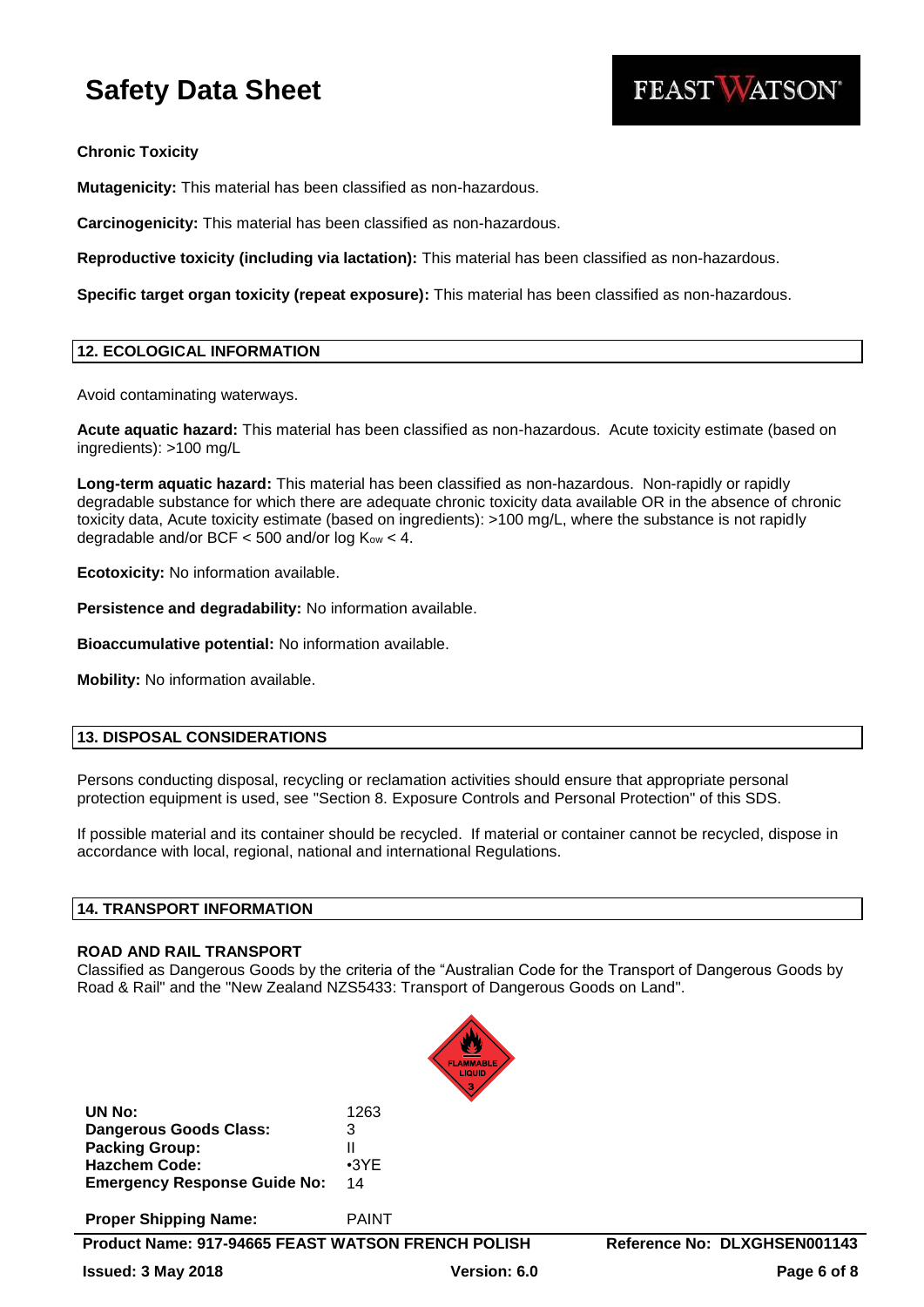**Chronic Toxicity**

**Mutagenicity:** This material has been classified as non-hazardous.

**Carcinogenicity:** This material has been classified as non-hazardous.

**Reproductive toxicity (including via lactation):** This material has been classified as non-hazardous.

**Specific target organ toxicity (repeat exposure):** This material has been classified as non-hazardous.

## 12. ECOLOGICAL INFORMATION

Avoid contaminating waterways.

**Acute aquatic hazard:** This material has been classified as non-hazardous. Acute toxicity estimate (based on ingredients): >100 mg/L

**Long-term aquatic hazard:** This material has been classified as non-hazardous. Non-rapidly or rapidly degradable substance for which there are adequate chronic toxicity data available OR in the absence of chronic toxicity data, Acute toxicity estimate (based on ingredients): >100 mg/L, where the substance is not rapidly degradable and/or BCF < 500 and/or log $K_{ow}$ < 4.

**Ecotoxicity:** No information available.

**Persistence and degradability:** No information available.

**Bioaccumulative potential:** No information available.

**Mobility:** No information available.

## 13. DISPOSAL CONSIDERATIONS

Persons conducting disposal, recycling or reclamation activities should ensure that appropriate personal protection equipment is used, see "Section 8. Exposure Controls and Personal Protection" of this SDS.

If possible material and its container should be recycled. If material or container cannot be recycled, dispose in accordance with local, regional, national and international Regulations.

## 14. TRANSPORT INFORMATION

**ROAD AND RAIL TRANSPORT**

Classified as Dangerous Goods by the criteria of the "Australian Code for the Transport of Dangerous Goods by Road & Rail" and the "New Zealand NZS5433: Transport of Dangerous Goods on Land".

FLAMMABLE LIQUID 3

| | |
|---|---|
| **UN No:** | 1263 |
| **Dangerous Goods Class:** | 3 |
| **Packing Group:** | II |
| **Hazchem Code:** | •3YE |
| **Emergency Response Guide No:** | 14 |
| **Proper Shipping Name:** | PAINT |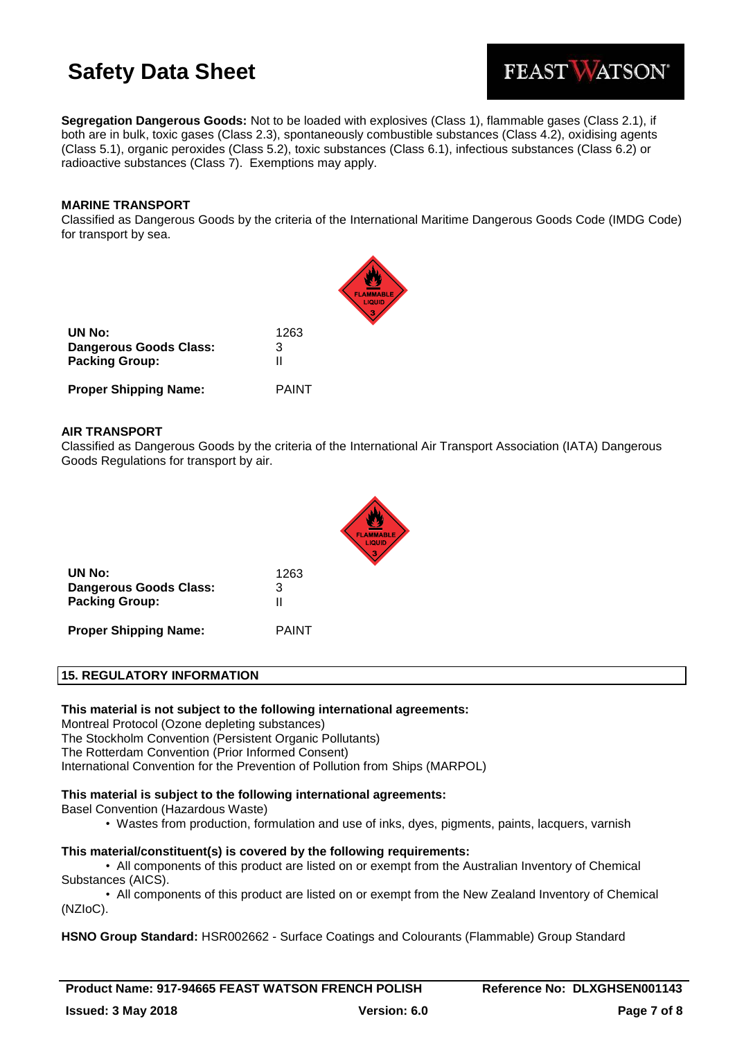**Segregation Dangerous Goods:** Not to be loaded with explosives (Class 1), flammable gases (Class 2.1), if both are in bulk, toxic gases (Class 2.3), spontaneously combustible substances (Class 4.2), oxidising agents (Class 5.1), organic peroxides (Class 5.2), toxic substances (Class 6.1), infectious substances (Class 6.2) or radioactive substances (Class 7). Exemptions may apply.

**MARINE TRANSPORT**

Classified as Dangerous Goods by the criteria of the International Maritime Dangerous Goods Code (IMDG Code) for transport by sea.

| | |
|---|---|
| **UN No:** | 1263 |
| **Dangerous Goods Class:** | 3 |
| **Packing Group:** | II |
| **Proper Shipping Name:** | PAINT |

**AIR TRANSPORT**

Classified as Dangerous Goods by the criteria of the International Air Transport Association (IATA) Dangerous Goods Regulations for transport by air.

| | |
|---|---|
| **UN No:** | 1263 |
| **Dangerous Goods Class:** | 3 |
| **Packing Group:** | II |
| **Proper Shipping Name:** | PAINT |

## 15. REGULATORY INFORMATION

**This material is not subject to the following international agreements:**

Montreal Protocol (Ozone depleting substances)
The Stockholm Convention (Persistent Organic Pollutants)
The Rotterdam Convention (Prior Informed Consent)
International Convention for the Prevention of Pollution from Ships (MARPOL)

**This material is subject to the following international agreements:**

Basel Convention (Hazardous Waste)

- Wastes from production, formulation and use of inks, dyes, pigments, paints, lacquers, varnish

**This material/constituent(s) is covered by the following requirements:**

- All components of this product are listed on or exempt from the Australian Inventory of Chemical Substances (AICS).
- All components of this product are listed on or exempt from the New Zealand Inventory of Chemical (NZIoC).

**HSNO Group Standard:** HSR002662 - Surface Coatings and Colourants (Flammable) Group Standard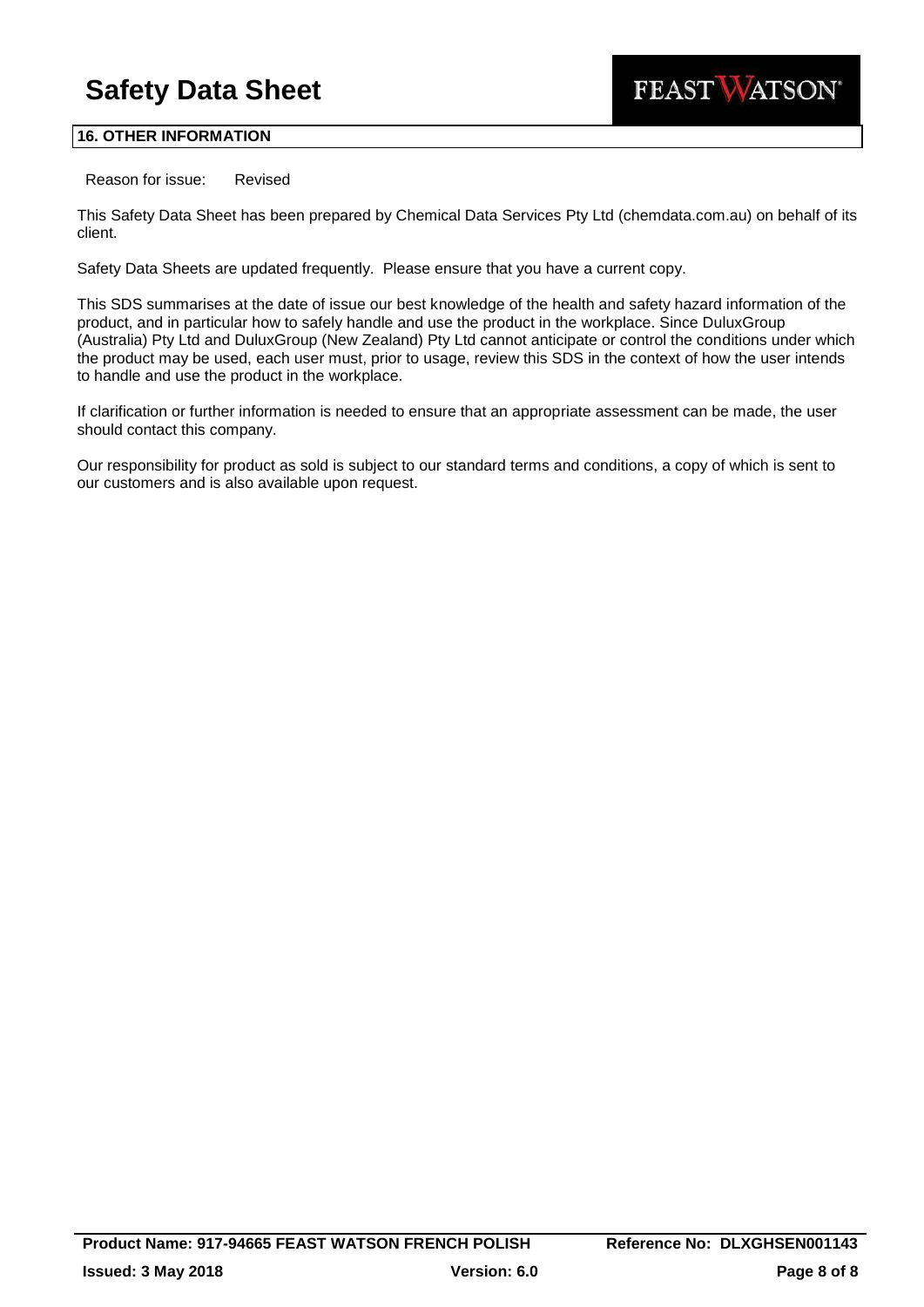## 16. OTHER INFORMATION

Reason for issue: Revised

This Safety Data Sheet has been prepared by Chemical Data Services Pty Ltd (chemdata.com.au) on behalf of its client.

Safety Data Sheets are updated frequently. Please ensure that you have a current copy.

This SDS summarises at the date of issue our best knowledge of the health and safety hazard information of the product, and in particular how to safely handle and use the product in the workplace. Since DuluxGroup (Australia) Pty Ltd and DuluxGroup (New Zealand) Pty Ltd cannot anticipate or control the conditions under which the product may be used, each user must, prior to usage, review this SDS in the context of how the user intends to handle and use the product in the workplace.

If clarification or further information is needed to ensure that an appropriate assessment can be made, the user should contact this company.

Our responsibility for product as sold is subject to our standard terms and conditions, a copy of which is sent to our customers and is also available upon request.